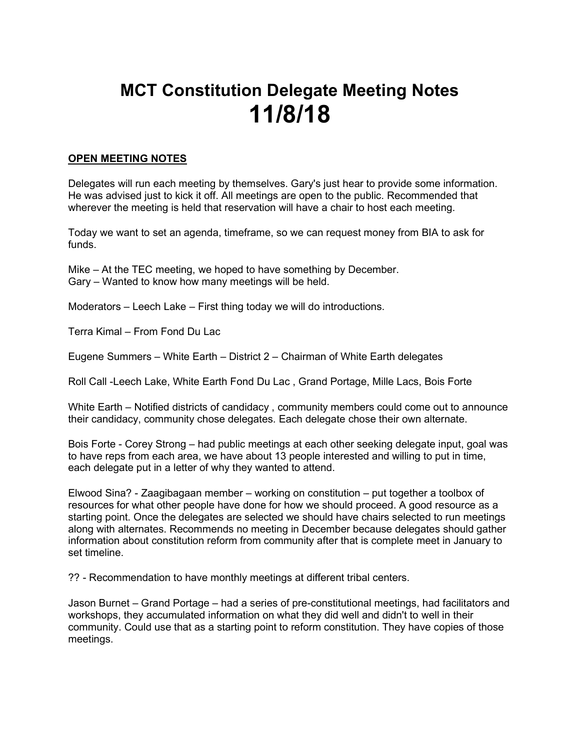# MCT Constitution Delegate Meeting Notes
# 11/8/18

**OPEN MEETING NOTES**

Delegates will run each meeting by themselves. Gary's just hear to provide some information. He was advised just to kick it off. All meetings are open to the public. Recommended that wherever the meeting is held that reservation will have a chair to host each meeting.

Today we want to set an agenda, timeframe, so we can request money from BIA to ask for funds.

Mike – At the TEC meeting, we hoped to have something by December.
Gary – Wanted to know how many meetings will be held.

Moderators – Leech Lake – First thing today we will do introductions.

Terra Kimal – From Fond Du Lac

Eugene Summers – White Earth – District 2 – Chairman of White Earth delegates

Roll Call -Leech Lake, White Earth Fond Du Lac , Grand Portage, Mille Lacs, Bois Forte

White Earth – Notified districts of candidacy , community members could come out to announce their candidacy, community chose delegates. Each delegate chose their own alternate.

Bois Forte - Corey Strong – had public meetings at each other seeking delegate input, goal was to have reps from each area, we have about 13 people interested and willing to put in time, each delegate put in a letter of why they wanted to attend.

Elwood Sina? - Zaagibagaan member – working on constitution – put together a toolbox of resources for what other people have done for how we should proceed. A good resource as a starting point. Once the delegates are selected we should have chairs selected to run meetings along with alternates. Recommends no meeting in December because delegates should gather information about constitution reform from community after that is complete meet in January to set timeline.

?? - Recommendation to have monthly meetings at different tribal centers.

Jason Burnet – Grand Portage – had a series of pre-constitutional meetings, had facilitators and workshops, they accumulated information on what they did well and didn't to well in their community. Could use that as a starting point to reform constitution. They have copies of those meetings.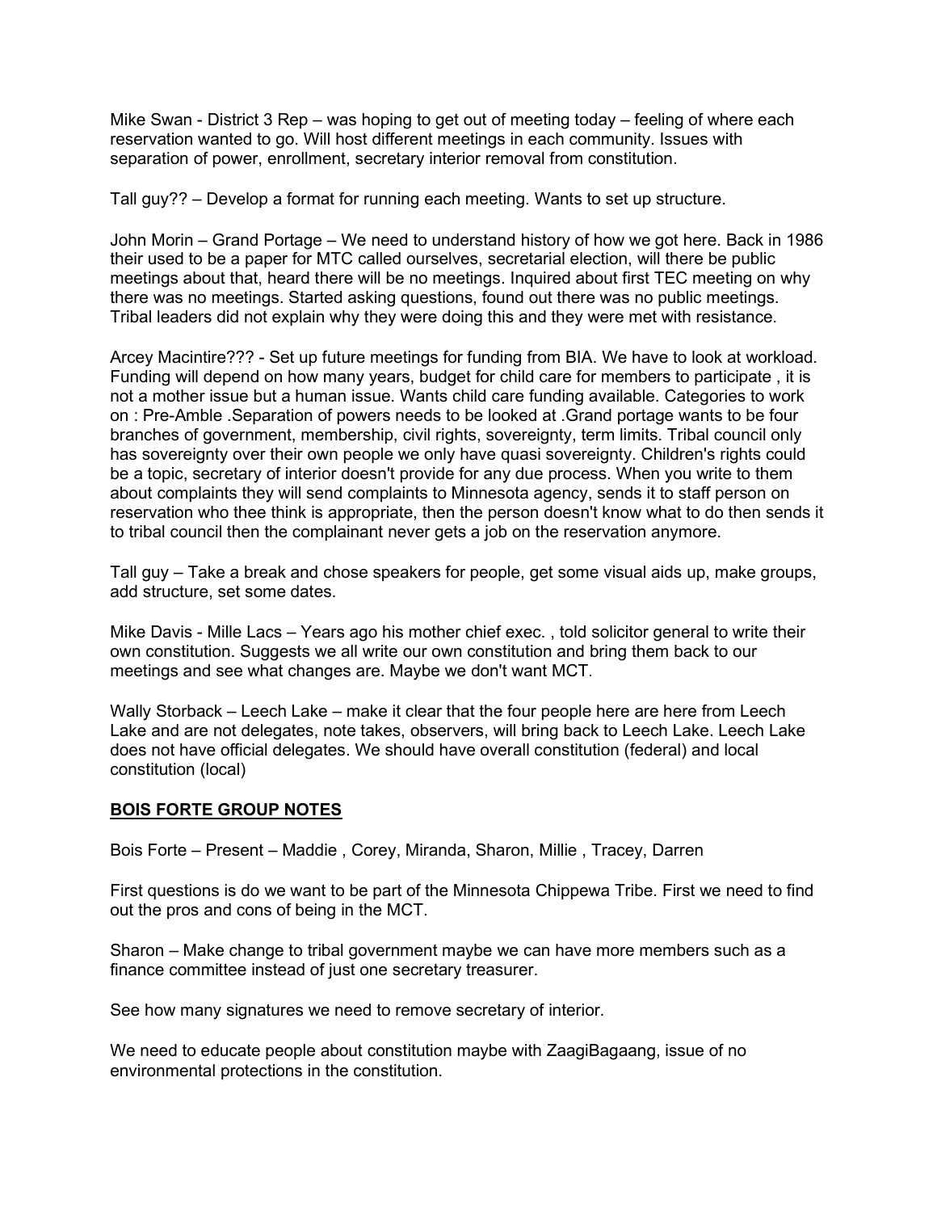Mike Swan - District 3 Rep – was hoping to get out of meeting today – feeling of where each reservation wanted to go. Will host different meetings in each community. Issues with separation of power, enrollment, secretary interior removal from constitution.

Tall guy?? – Develop a format for running each meeting. Wants to set up structure.

John Morin – Grand Portage – We need to understand history of how we got here. Back in 1986 their used to be a paper for MTC called ourselves, secretarial election, will there be public meetings about that, heard there will be no meetings. Inquired about first TEC meeting on why there was no meetings. Started asking questions, found out there was no public meetings. Tribal leaders did not explain why they were doing this and they were met with resistance.

Arcey Macintire??? - Set up future meetings for funding from BIA. We have to look at workload. Funding will depend on how many years, budget for child care for members to participate , it is not a mother issue but a human issue. Wants child care funding available. Categories to work on : Pre-Amble .Separation of powers needs to be looked at .Grand portage wants to be four branches of government, membership, civil rights, sovereignty, term limits. Tribal council only has sovereignty over their own people we only have quasi sovereignty. Children's rights could be a topic, secretary of interior doesn't provide for any due process. When you write to them about complaints they will send complaints to Minnesota agency, sends it to staff person on reservation who thee think is appropriate, then the person doesn't know what to do then sends it to tribal council then the complainant never gets a job on the reservation anymore.

Tall guy – Take a break and chose speakers for people, get some visual aids up, make groups, add structure, set some dates.

Mike Davis - Mille Lacs – Years ago his mother chief exec. , told solicitor general to write their own constitution. Suggests we all write our own constitution and bring them back to our meetings and see what changes are. Maybe we don't want MCT.

Wally Storback – Leech Lake – make it clear that the four people here are here from Leech Lake and are not delegates, note takes, observers, will bring back to Leech Lake. Leech Lake does not have official delegates. We should have overall constitution (federal) and local constitution (local)

## BOIS FORTE GROUP NOTES

Bois Forte – Present – Maddie , Corey, Miranda, Sharon, Millie , Tracey, Darren

First questions is do we want to be part of the Minnesota Chippewa Tribe. First we need to find out the pros and cons of being in the MCT.

Sharon – Make change to tribal government maybe we can have more members such as a finance committee instead of just one secretary treasurer.

See how many signatures we need to remove secretary of interior.

We need to educate people about constitution maybe with ZaagiBagaang, issue of no environmental protections in the constitution.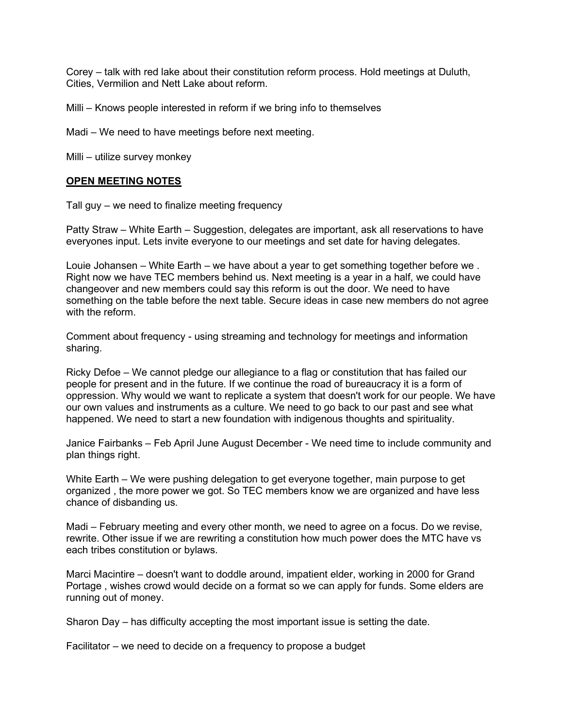Corey – talk with red lake about their constitution reform process. Hold meetings at Duluth, Cities, Vermilion and Nett Lake about reform.

Milli – Knows people interested in reform if we bring info to themselves

Madi – We need to have meetings before next meeting.

Milli – utilize survey monkey

**OPEN MEETING NOTES**

Tall guy – we need to finalize meeting frequency

Patty Straw – White Earth – Suggestion, delegates are important, ask all reservations to have everyones input. Lets invite everyone to our meetings and set date for having delegates.

Louie Johansen – White Earth – we have about a year to get something together before we . Right now we have TEC members behind us. Next meeting is a year in a half, we could have changeover and new members could say this reform is out the door. We need to have something on the table before the next table. Secure ideas in case new members do not agree with the reform.

Comment about frequency - using streaming and technology for meetings and information sharing.

Ricky Defoe – We cannot pledge our allegiance to a flag or constitution that has failed our people for present and in the future. If we continue the road of bureaucracy it is a form of oppression. Why would we want to replicate a system that doesn't work for our people. We have our own values and instruments as a culture. We need to go back to our past and see what happened. We need to start a new foundation with indigenous thoughts and spirituality.

Janice Fairbanks – Feb April June August December - We need time to include community and plan things right.

White Earth – We were pushing delegation to get everyone together, main purpose to get organized , the more power we got. So TEC members know we are organized and have less chance of disbanding us.

Madi – February meeting and every other month, we need to agree on a focus. Do we revise, rewrite. Other issue if we are rewriting a constitution how much power does the MTC have vs each tribes constitution or bylaws.

Marci Macintire – doesn't want to doddle around, impatient elder, working in 2000 for Grand Portage , wishes crowd would decide on a format so we can apply for funds. Some elders are running out of money.

Sharon Day – has difficulty accepting the most important issue is setting the date.

Facilitator – we need to decide on a frequency to propose a budget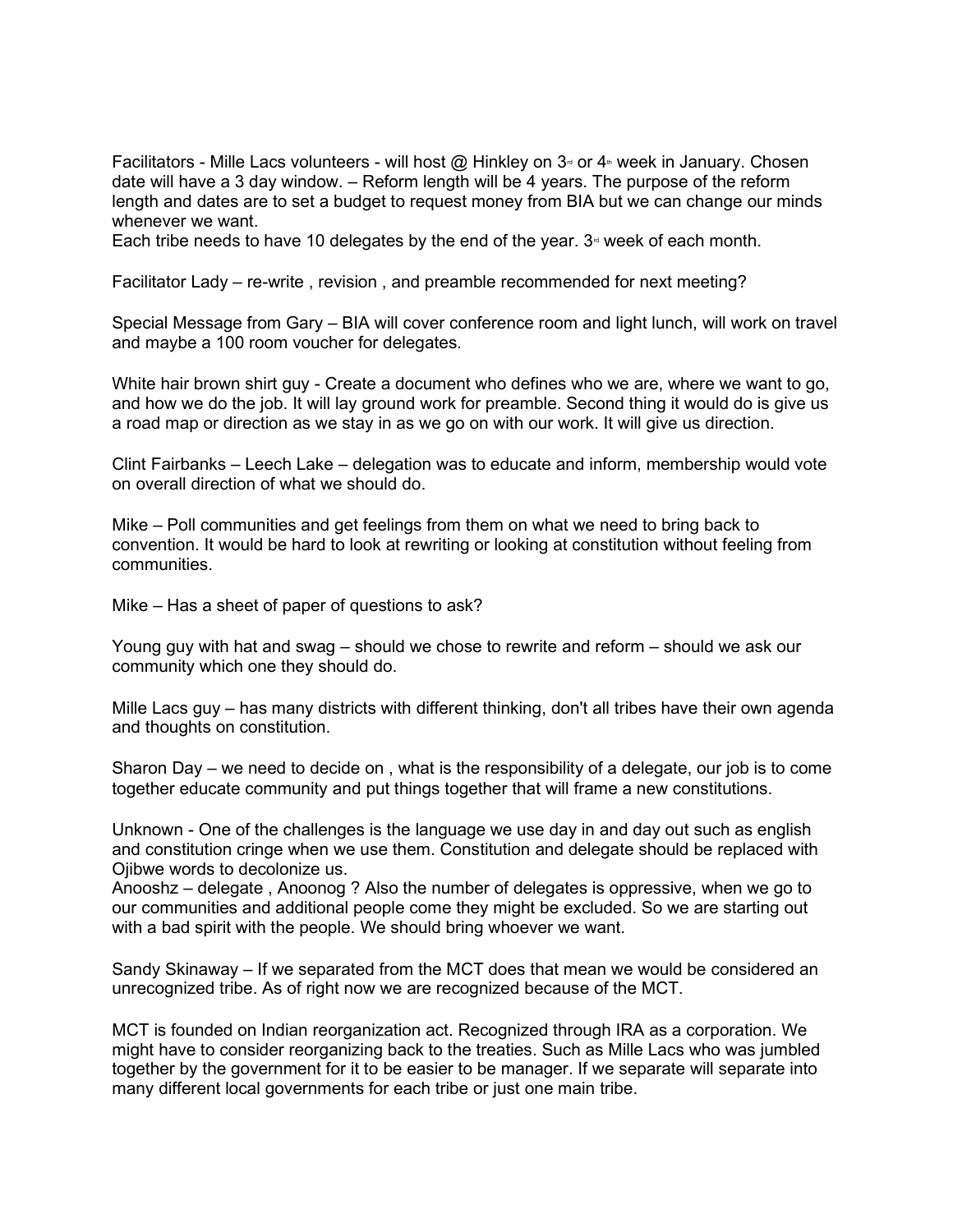Facilitators - Mille Lacs volunteers - will host @ Hinkley on 3rd or 4th week in January. Chosen date will have a 3 day window. – Reform length will be 4 years. The purpose of the reform length and dates are to set a budget to request money from BIA but we can change our minds whenever we want.
Each tribe needs to have 10 delegates by the end of the year. 3rd week of each month.

Facilitator Lady – re-write , revision , and preamble recommended for next meeting?

Special Message from Gary – BIA will cover conference room and light lunch, will work on travel and maybe a 100 room voucher for delegates.

White hair brown shirt guy - Create a document who defines who we are, where we want to go, and how we do the job. It will lay ground work for preamble. Second thing it would do is give us a road map or direction as we stay in as we go on with our work. It will give us direction.

Clint Fairbanks – Leech Lake – delegation was to educate and inform, membership would vote on overall direction of what we should do.

Mike – Poll communities and get feelings from them on what we need to bring back to convention. It would be hard to look at rewriting or looking at constitution without feeling from communities.

Mike – Has a sheet of paper of questions to ask?

Young guy with hat and swag – should we chose to rewrite and reform – should we ask our community which one they should do.

Mille Lacs guy – has many districts with different thinking, don't all tribes have their own agenda and thoughts on constitution.

Sharon Day – we need to decide on , what is the responsibility of a delegate, our job is to come together educate community and put things together that will frame a new constitutions.

Unknown - One of the challenges is the language we use day in and day out such as english and constitution cringe when we use them. Constitution and delegate should be replaced with Ojibwe words to decolonize us.
Anooshz – delegate , Anoonog ? Also the number of delegates is oppressive, when we go to our communities and additional people come they might be excluded. So we are starting out with a bad spirit with the people. We should bring whoever we want.

Sandy Skinaway – If we separated from the MCT does that mean we would be considered an unrecognized tribe. As of right now we are recognized because of the MCT.

MCT is founded on Indian reorganization act. Recognized through IRA as a corporation. We might have to consider reorganizing back to the treaties. Such as Mille Lacs who was jumbled together by the government for it to be easier to be manager. If we separate will separate into many different local governments for each tribe or just one main tribe.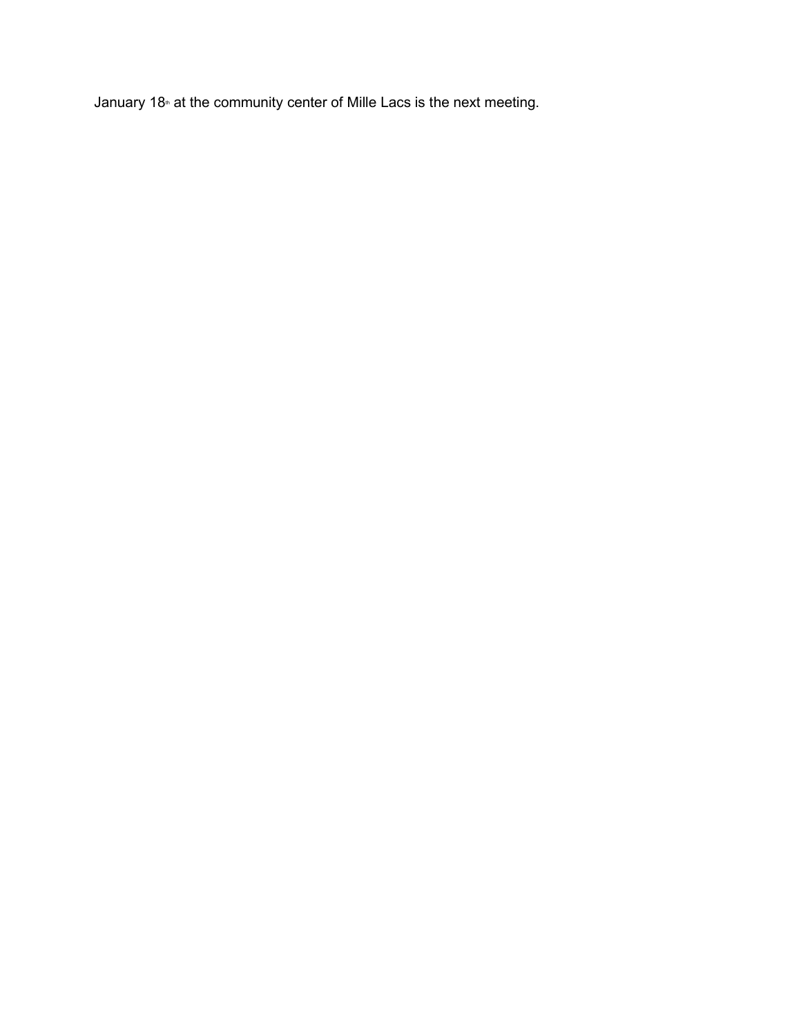January 18th at the community center of Mille Lacs is the next meeting.